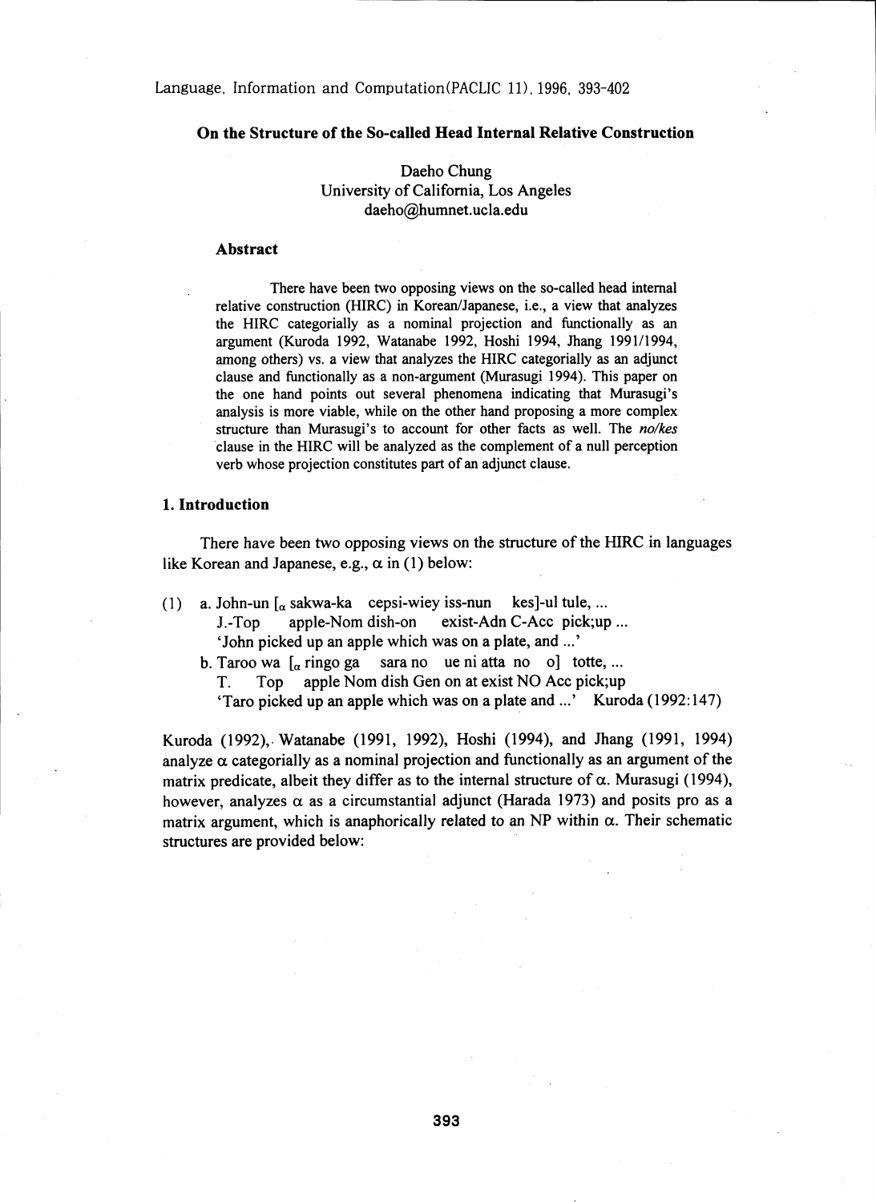# On the Structure of the So-called Head Internal Relative Construction

Daeho Chung
University of California, Los Angeles
daeho@humnet.ucla.edu

### Abstract

There have been two opposing views on the so-called head internal relative construction (HIRC) in Korean/Japanese, i.e., a view that analyzes the HIRC categorially as a nominal projection and functionally as an argument (Kuroda 1992, Watanabe 1992, Hoshi 1994, Jhang 1991/1994, among others) vs. a view that analyzes the HIRC categorially as an adjunct clause and functionally as a non-argument (Murasugi 1994). This paper on the one hand points out several phenomena indicating that Murasugi's analysis is more viable, while on the other hand proposing a more complex structure than Murasugi's to account for other facts as well. The *no/kes* clause in the HIRC will be analyzed as the complement of a null perception verb whose projection constitutes part of an adjunct clause.

## 1. Introduction

There have been two opposing views on the structure of the HIRC in languages like Korean and Japanese, e.g., $\alpha$ in (1) below:

(1) a. John-un [$_\alpha$ sakwa-ka cepsi-wiey iss-nun kes]-ul tule, ...
J.-Top apple-Nom dish-on exist-Adn C-Acc pick;up ...
'John picked up an apple which was on a plate, and ...'

b. Taroo wa [$_\alpha$ ringo ga sara no ue ni atta no o] totte, ...
T. Top apple Nom dish Gen on at exist NO Acc pick;up
'Taro picked up an apple which was on a plate and ...' Kuroda (1992:147)

Kuroda (1992), Watanabe (1991, 1992), Hoshi (1994), and Jhang (1991, 1994) analyze $\alpha$ categorially as a nominal projection and functionally as an argument of the matrix predicate, albeit they differ as to the internal structure of $\alpha$. Murasugi (1994), however, analyzes $\alpha$ as a circumstantial adjunct (Harada 1973) and posits pro as a matrix argument, which is anaphorically related to an NP within $\alpha$. Their schematic structures are provided below: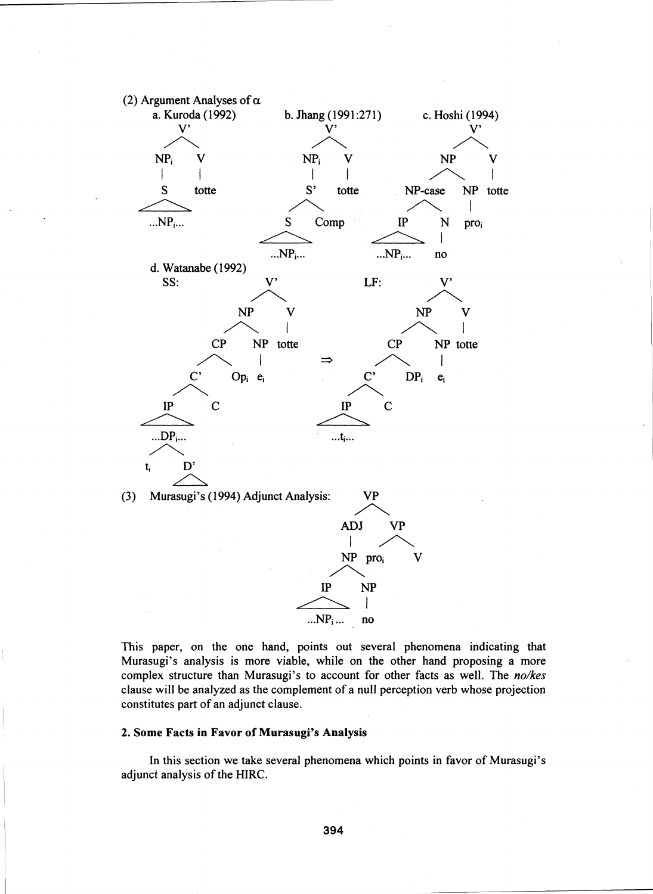(2) Argument Analyses of α

a. Kuroda (1992)

```
      V'
     /  \
   NPi    V
    |     |
    S    totte
   /\
 ...NPi...
```

b. Jhang (1991:271)

```
        V'
       /  \
     NPi    V
      |     |
      S'   totte
     /  \
    S    Comp
   /\
 ...NPi...
```

c. Hoshi (1994)

```
            V'
           /  \
         NP     V
        /  \    |
  NP-case   NP  totte
   /   \     |
  IP    N   proi
  /\    |
...NPi... no
```

d. Watanabe (1992)

SS:

```
              V'
             /  \
           NP     V
          /  \    |
        CP    NP  totte
       /  \    |
     C'   Opi  ei
    /  \
   IP   C
   /\
 ...DPi...
   /  \
  ti   D'
       /\
```

⇒

LF:

```
              V'
             /  \
           NP     V
          /  \    |
        CP    NP  totte
       /  \    |
     C'   DPi  ei
    /  \
   IP   C
   /\
  ...ti...
```

(3) Murasugi's (1994) Adjunct Analysis:

```
            VP
           /  \
        ADJ    VP
         |    /  \
        NP  proi   V
       /  \
      IP   NP
      /\    |
  ...NPi... no
```

This paper, on the one hand, points out several phenomena indicating that Murasugi's analysis is more viable, while on the other hand proposing a more complex structure than Murasugi's to account for other facts as well. The *no/kes* clause will be analyzed as the complement of a null perception verb whose projection constitutes part of an adjunct clause.

## 2. Some Facts in Favor of Murasugi's Analysis

In this section we take several phenomena which points in favor of Murasugi's adjunct analysis of the HIRC.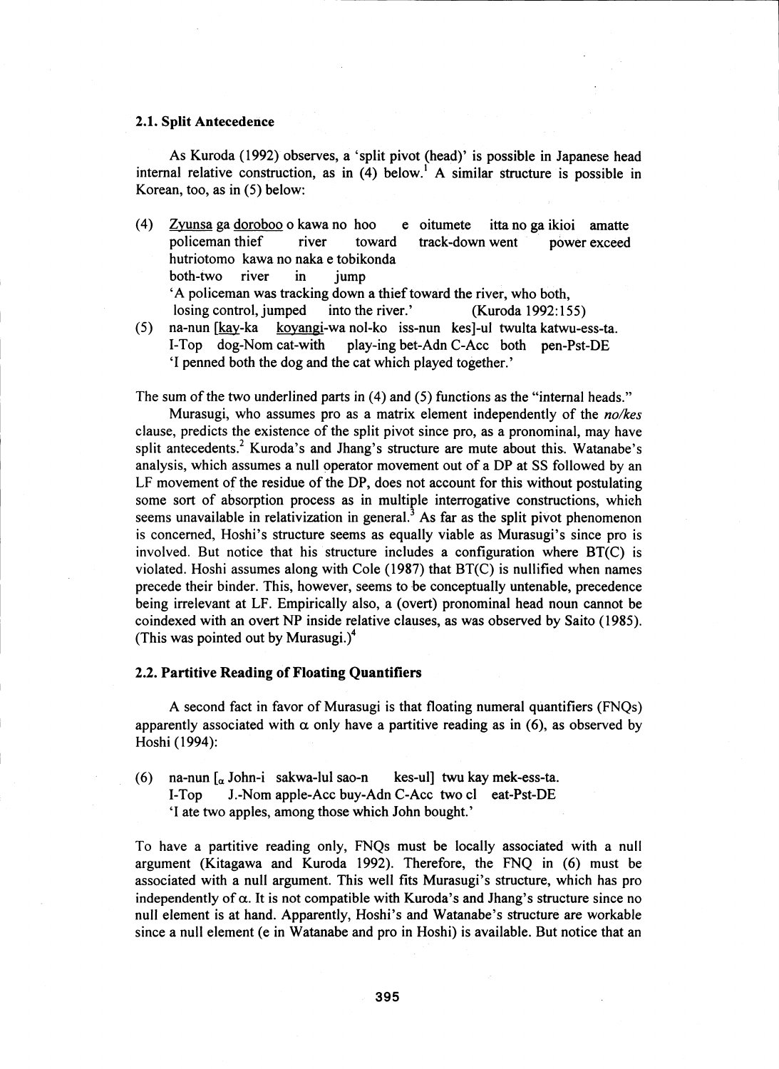### 2.1. Split Antecedence

As Kuroda (1992) observes, a 'split pivot (head)' is possible in Japanese head internal relative construction, as in (4) below.[1] A similar structure is possible in Korean, too, as in (5) below:

(4) <u>Zyunsa</u> ga <u>doroboo</u> o kawa no hoo e oitumete itta no ga ikioi amatte
policeman thief river toward track-down went power exceed
hutriotomo kawa no naka e tobikonda
both-two river in jump
'A policeman was tracking down a thief toward the river, who both, losing control, jumped into the river.' (Kuroda 1992:155)

(5) na-nun [<u>kay</u>-ka <u>koyangi</u>-wa nol-ko iss-nun kes]-ul twulta katwu-ess-ta.
I-Top dog-Nom cat-with play-ing bet-Adn C-Acc both pen-Pst-DE
'I penned both the dog and the cat which played together.'

The sum of the two underlined parts in (4) and (5) functions as the "internal heads."

Murasugi, who assumes pro as a matrix element independently of the *no/kes* clause, predicts the existence of the split pivot since pro, as a pronominal, may have split antecedents.[2] Kuroda's and Jhang's structure are mute about this. Watanabe's analysis, which assumes a null operator movement out of a DP at SS followed by an LF movement of the residue of the DP, does not account for this without postulating some sort of absorption process as in multiple interrogative constructions, which seems unavailable in relativization in general.[3] As far as the split pivot phenomenon is concerned, Hoshi's structure seems as equally viable as Murasugi's since pro is involved. But notice that his structure includes a configuration where BT(C) is violated. Hoshi assumes along with Cole (1987) that BT(C) is nullified when names precede their binder. This, however, seems to be conceptually untenable, precedence being irrelevant at LF. Empirically also, a (overt) pronominal head noun cannot be coindexed with an overt NP inside relative clauses, as was observed by Saito (1985). (This was pointed out by Murasugi.)[4]

### 2.2. Partitive Reading of Floating Quantifiers

A second fact in favor of Murasugi is that floating numeral quantifiers (FNQs) apparently associated with $\alpha$ only have a partitive reading as in (6), as observed by Hoshi (1994):

(6) na-nun [$_{\alpha}$ John-i sakwa-lul sao-n kes-ul] twu kay mek-ess-ta.
I-Top J.-Nom apple-Acc buy-Adn C-Acc two cl eat-Pst-DE
'I ate two apples, among those which John bought.'

To have a partitive reading only, FNQs must be locally associated with a null argument (Kitagawa and Kuroda 1992). Therefore, the FNQ in (6) must be associated with a null argument. This well fits Murasugi's structure, which has pro independently of $\alpha$. It is not compatible with Kuroda's and Jhang's structure since no null element is at hand. Apparently, Hoshi's and Watanabe's structure are workable since a null element (e in Watanabe and pro in Hoshi) is available. But notice that an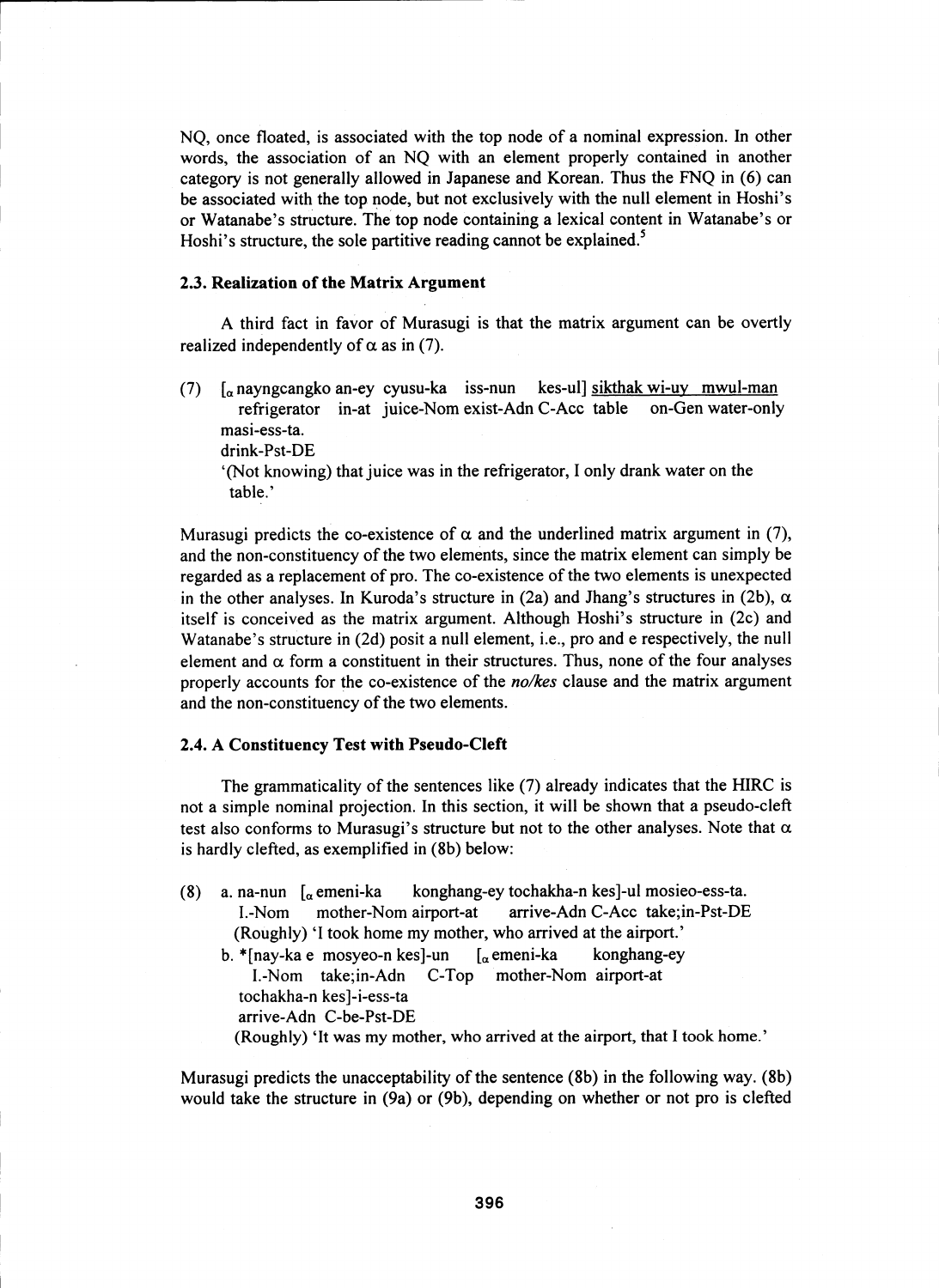NQ, once floated, is associated with the top node of a nominal expression. In other words, the association of an NQ with an element properly contained in another category is not generally allowed in Japanese and Korean. Thus the FNQ in (6) can be associated with the top node, but not exclusively with the null element in Hoshi's or Watanabe's structure. The top node containing a lexical content in Watanabe's or Hoshi's structure, the sole partitive reading cannot be explained.[5]

### 2.3. Realization of the Matrix Argument

A third fact in favor of Murasugi is that the matrix argument can be overtly realized independently of $\alpha$ as in (7).

(7) [$_\alpha$ nayngcangko an-ey cyusu-ka iss-nun kes-ul] <u>sikthak wi-uy mwul-man</u>
    refrigerator in-at juice-Nom exist-Adn C-Acc table on-Gen water-only
    masi-ess-ta.
    drink-Pst-DE
    '(Not knowing) that juice was in the refrigerator, I only drank water on the table.'

Murasugi predicts the co-existence of $\alpha$ and the underlined matrix argument in (7), and the non-constituency of the two elements, since the matrix element can simply be regarded as a replacement of pro. The co-existence of the two elements is unexpected in the other analyses. In Kuroda's structure in (2a) and Jhang's structures in (2b), $\alpha$ itself is conceived as the matrix argument. Although Hoshi's structure in (2c) and Watanabe's structure in (2d) posit a null element, i.e., pro and e respectively, the null element and $\alpha$ form a constituent in their structures. Thus, none of the four analyses properly accounts for the co-existence of the *no/kes* clause and the matrix argument and the non-constituency of the two elements.

### 2.4. A Constituency Test with Pseudo-Cleft

The grammaticality of the sentences like (7) already indicates that the HIRC is not a simple nominal projection. In this section, it will be shown that a pseudo-cleft test also conforms to Murasugi's structure but not to the other analyses. Note that $\alpha$ is hardly clefted, as exemplified in (8b) below:

(8) a. na-nun [$_\alpha$ emeni-ka konghang-ey tochakha-n kes]-ul mosieo-ess-ta.
       I.-Nom mother-Nom airport-at arrive-Adn C-Acc take;in-Pst-DE
       (Roughly) 'I took home my mother, who arrived at the airport.'
    b. *[nay-ka e mosyeo-n kes]-un [$_\alpha$ emeni-ka konghang-ey
       I.-Nom take;in-Adn C-Top mother-Nom airport-at
       tochakha-n kes]-i-ess-ta
       arrive-Adn C-be-Pst-DE
       (Roughly) 'It was my mother, who arrived at the airport, that I took home.'

Murasugi predicts the unacceptability of the sentence (8b) in the following way. (8b) would take the structure in (9a) or (9b), depending on whether or not pro is clefted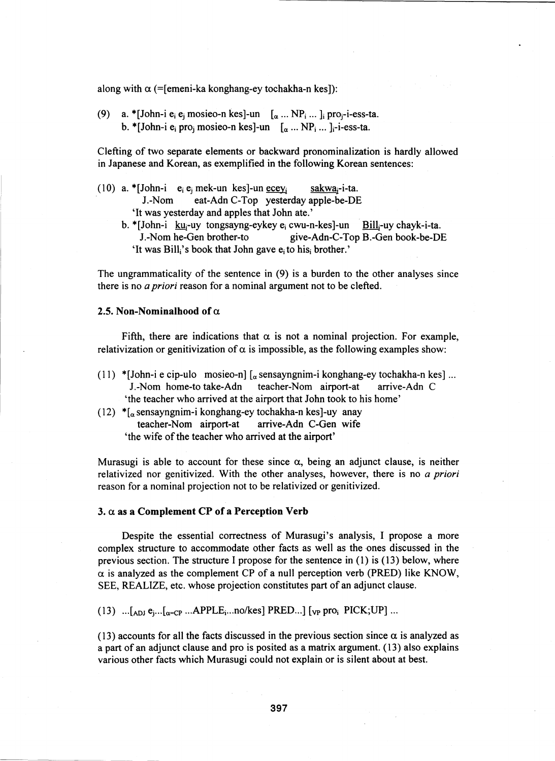along with α (=[emeni-ka konghang-ey tochakha-n kes]):

(9) a. *[John-i $e_i$ $e_j$ mosieo-n kes]-un [$_\alpha$ ... $NP_i$ ... ]$_i$ pro$_j$-i-ess-ta.
    b. *[John-i $e_i$ pro$_j$ mosieo-n kes]-un [$_\alpha$ ... $NP_i$ ... ]$_i$-i-ess-ta.

Clefting of two separate elements or backward pronominalization is hardly allowed in Japanese and Korean, as exemplified in the following Korean sentences:

(10) a. *[John-i $e_i$ $e_j$ mek-un kes]-un <u>ecey</u>$_i$ <u>sakwa</u>$_j$-i-ta.
       J.-Nom eat-Adn C-Top yesterday apple-be-DE
       'It was yesterday and apples that John ate.'
     b. *[John-i <u>ku</u>$_i$-uy tongsayng-eykey $e_i$ cwu-n-kes]-un <u>Bill</u>$_i$-uy chayk-i-ta.
       J.-Nom he-Gen brother-to give-Adn-C-Top B.-Gen book-be-DE
       'It was Bill$_i$'s book that John gave $e_i$ to his$_i$ brother.'

The ungrammaticality of the sentence in (9) is a burden to the other analyses since there is no *a priori* reason for a nominal argument not to be clefted.

### 2.5. Non-Nominalhood of α

Fifth, there are indications that α is not a nominal projection. For example, relativization or genitivization of α is impossible, as the following examples show:

(11) *[John-i e cip-ulo mosieo-n] [$_\alpha$ sensayngnim-i konghang-ey tochakha-n kes] ...
     J.-Nom home-to take-Adn teacher-Nom airport-at arrive-Adn C
     'the teacher who arrived at the airport that John took to his home'

(12) *[$_\alpha$ sensayngnim-i konghang-ey tochakha-n kes]-uy anay
     teacher-Nom airport-at arrive-Adn C-Gen wife
     'the wife of the teacher who arrived at the airport'

Murasugi is able to account for these since α, being an adjunct clause, is neither relativized nor genitivized. With the other analyses, however, there is no *a priori* reason for a nominal projection not to be relativized or genitivized.

## 3. α as a Complement CP of a Perception Verb

Despite the essential correctness of Murasugi's analysis, I propose a more complex structure to accommodate other facts as well as the ones discussed in the previous section. The structure I propose for the sentence in (1) is (13) below, where α is analyzed as the complement CP of a null perception verb (PRED) like KNOW, SEE, REALIZE, etc. whose projection constitutes part of an adjunct clause.

(13) ...[$_{ADJ}$ $e_j$...[$_{\alpha=CP}$ ...APPLE$_i$...no/kes] PRED...] [$_{VP}$ pro$_i$ PICK;UP] ...

(13) accounts for all the facts discussed in the previous section since α is analyzed as a part of an adjunct clause and pro is posited as a matrix argument. (13) also explains various other facts which Murasugi could not explain or is silent about at best.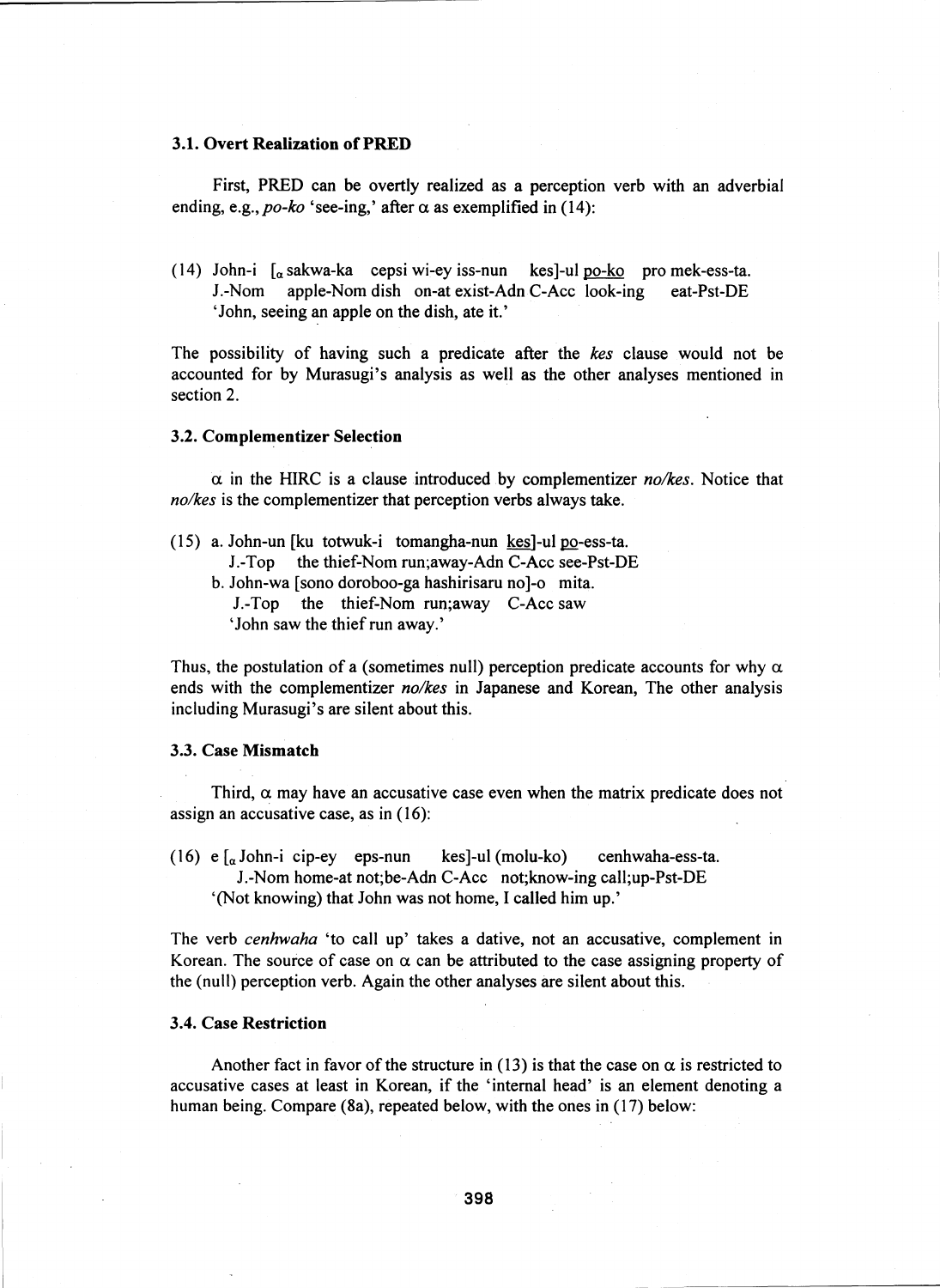### 3.1. Overt Realization of PRED

First, PRED can be overtly realized as a perception verb with an adverbial ending, e.g., *po-ko* 'see-ing,' after α as exemplified in (14):

(14) John-i [$_{\alpha}$ sakwa-ka cepsi wi-ey iss-nun kes]-ul po-ko pro mek-ess-ta.
J.-Nom apple-Nom dish on-at exist-Adn C-Acc look-ing eat-Pst-DE
'John, seeing an apple on the dish, ate it.'

The possibility of having such a predicate after the *kes* clause would not be accounted for by Murasugi's analysis as well as the other analyses mentioned in section 2.

### 3.2. Complementizer Selection

α in the HIRC is a clause introduced by complementizer *no/kes*. Notice that *no/kes* is the complementizer that perception verbs always take.

(15) a. John-un [ku totwuk-i tomangha-nun kes]-ul po-ess-ta.
J.-Top the thief-Nom run;away-Adn C-Acc see-Pst-DE
b. John-wa [sono doroboo-ga hashirisaru no]-o mita.
J.-Top the thief-Nom run;away C-Acc saw
'John saw the thief run away.'

Thus, the postulation of a (sometimes null) perception predicate accounts for why α ends with the complementizer *no/kes* in Japanese and Korean, The other analysis including Murasugi's are silent about this.

### 3.3. Case Mismatch

Third, α may have an accusative case even when the matrix predicate does not assign an accusative case, as in (16):

(16) e [$_{\alpha}$ John-i cip-ey eps-nun kes]-ul (molu-ko) cenhwaha-ess-ta.
J.-Nom home-at not;be-Adn C-Acc not;know-ing call;up-Pst-DE
'(Not knowing) that John was not home, I called him up.'

The verb *cenhwaha* 'to call up' takes a dative, not an accusative, complement in Korean. The source of case on α can be attributed to the case assigning property of the (null) perception verb. Again the other analyses are silent about this.

### 3.4. Case Restriction

Another fact in favor of the structure in (13) is that the case on α is restricted to accusative cases at least in Korean, if the 'internal head' is an element denoting a human being. Compare (8a), repeated below, with the ones in (17) below: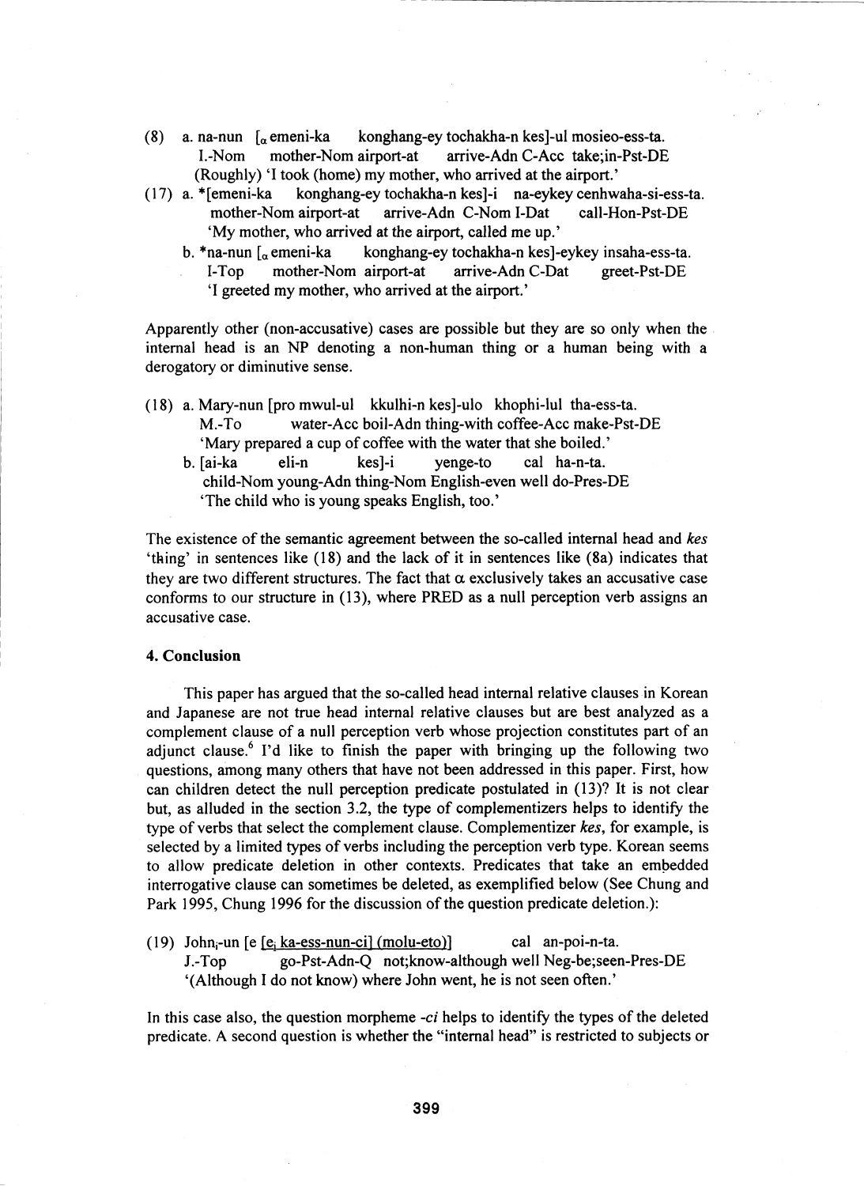(8) a. na-nun [$_{\alpha}$ emeni-ka konghang-ey tochakha-n kes]-ul mosieo-ess-ta.
   I.-Nom mother-Nom airport-at arrive-Adn C-Acc take;in-Pst-DE
   (Roughly) 'I took (home) my mother, who arrived at the airport.'

(17) a. *[emeni-ka konghang-ey tochakha-n kes]-i na-eykey cenhwaha-si-ess-ta.
   mother-Nom airport-at arrive-Adn C-Nom I-Dat call-Hon-Pst-DE
   'My mother, who arrived at the airport, called me up.'

  b. *na-nun [$_{\alpha}$ emeni-ka konghang-ey tochakha-n kes]-eykey insaha-ess-ta.
   I-Top mother-Nom airport-at arrive-Adn C-Dat greet-Pst-DE
   'I greeted my mother, who arrived at the airport.'

Apparently other (non-accusative) cases are possible but they are so only when the internal head is an NP denoting a non-human thing or a human being with a derogatory or diminutive sense.

(18) a. Mary-nun [pro mwul-ul kkulhi-n kes]-ulo khophi-lul tha-ess-ta.
   M.-To water-Acc boil-Adn thing-with coffee-Acc make-Pst-DE
   'Mary prepared a cup of coffee with the water that she boiled.'

  b. [ai-ka eli-n kes]-i yenge-to cal ha-n-ta.
   child-Nom young-Adn thing-Nom English-even well do-Pres-DE
   'The child who is young speaks English, too.'

The existence of the semantic agreement between the so-called internal head and *kes* 'thing' in sentences like (18) and the lack of it in sentences like (8a) indicates that they are two different structures. The fact that $\alpha$ exclusively takes an accusative case conforms to our structure in (13), where PRED as a null perception verb assigns an accusative case.

## 4. Conclusion

This paper has argued that the so-called head internal relative clauses in Korean and Japanese are not true head internal relative clauses but are best analyzed as a complement clause of a null perception verb whose projection constitutes part of an adjunct clause.[6] I'd like to finish the paper with bringing up the following two questions, among many others that have not been addressed in this paper. First, how can children detect the null perception predicate postulated in (13)? It is not clear but, as alluded in the section 3.2, the type of complementizers helps to identify the type of verbs that select the complement clause. Complementizer *kes*, for example, is selected by a limited types of verbs including the perception verb type. Korean seems to allow predicate deletion in other contexts. Predicates that take an embedded interrogative clause can sometimes be deleted, as exemplified below (See Chung and Park 1995, Chung 1996 for the discussion of the question predicate deletion.):

(19) John$_i$-un [e [e$_i$ ka-ess-nun-ci] (molu-eto)] cal an-poi-n-ta.
   J.-Top go-Pst-Adn-Q not;know-although well Neg-be;seen-Pres-DE
   '(Although I do not know) where John went, he is not seen often.'

In this case also, the question morpheme *-ci* helps to identify the types of the deleted predicate. A second question is whether the "internal head" is restricted to subjects or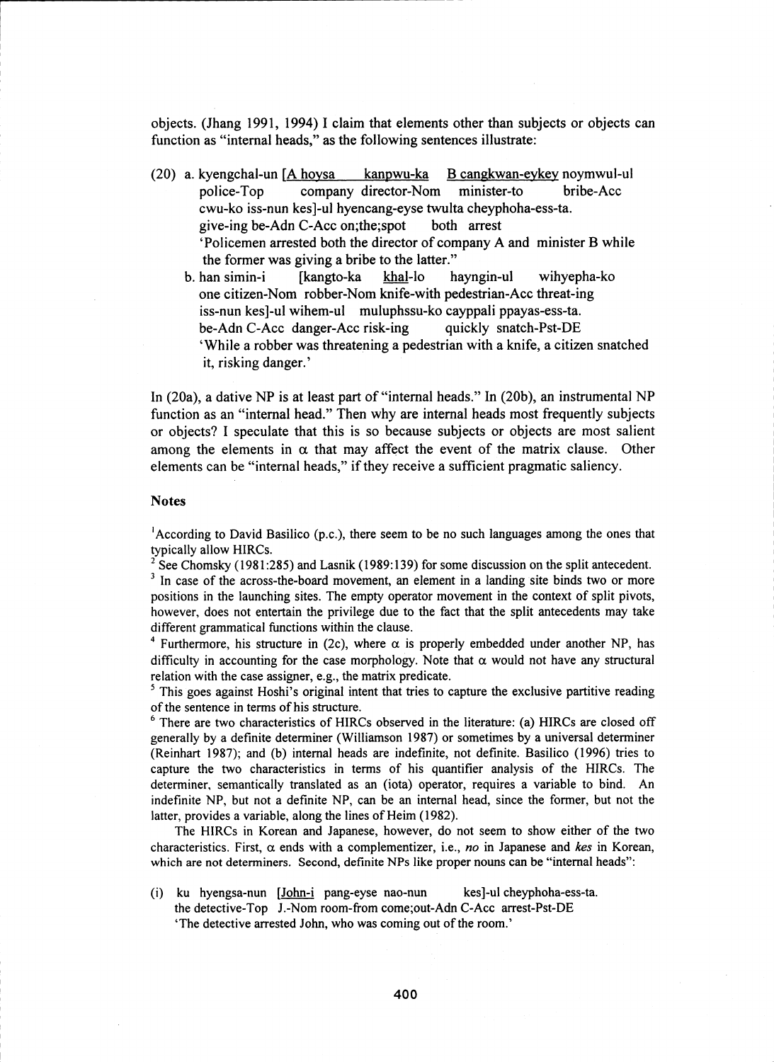objects. (Jhang 1991, 1994) I claim that elements other than subjects or objects can function as "internal heads," as the following sentences illustrate:

(20) a. kyengchal-un [A hoysa kanpwu-ka B cangkwan-eykey noymwul-ul
police-Top company director-Nom minister-to bribe-Acc
cwu-ko iss-nun kes]-ul hyencang-eyse twulta cheyphoha-ess-ta.
give-ing be-Adn C-Acc on;the;spot both arrest
'Policemen arrested both the director of company A and minister B while the former was giving a bribe to the latter."

b. han simin-i [kangto-ka khal-lo hayngin-ul wihyepha-ko
one citizen-Nom robber-Nom knife-with pedestrian-Acc threat-ing
iss-nun kes]-ul wihem-ul muluphssu-ko cayppali ppayas-ess-ta.
be-Adn C-Acc danger-Acc risk-ing quickly snatch-Pst-DE
'While a robber was threatening a pedestrian with a knife, a citizen snatched it, risking danger.'

In (20a), a dative NP is at least part of "internal heads." In (20b), an instrumental NP function as an "internal head." Then why are internal heads most frequently subjects or objects? I speculate that this is so because subjects or objects are most salient among the elements in α that may affect the event of the matrix clause. Other elements can be "internal heads," if they receive a sufficient pragmatic saliency.

## Notes

[1]According to David Basilico (p.c.), there seem to be no such languages among the ones that typically allow HIRCs.

[2] See Chomsky (1981:285) and Lasnik (1989:139) for some discussion on the split antecedent.

[3] In case of the across-the-board movement, an element in a landing site binds two or more positions in the launching sites. The empty operator movement in the context of split pivots, however, does not entertain the privilege due to the fact that the split antecedents may take different grammatical functions within the clause.

[4] Furthermore, his structure in (2c), where α is properly embedded under another NP, has difficulty in accounting for the case morphology. Note that α would not have any structural relation with the case assigner, e.g., the matrix predicate.

[5] This goes against Hoshi's original intent that tries to capture the exclusive partitive reading of the sentence in terms of his structure.

[6] There are two characteristics of HIRCs observed in the literature: (a) HIRCs are closed off generally by a definite determiner (Williamson 1987) or sometimes by a universal determiner (Reinhart 1987); and (b) internal heads are indefinite, not definite. Basilico (1996) tries to capture the two characteristics in terms of his quantifier analysis of the HIRCs. The determiner, semantically translated as an (iota) operator, requires a variable to bind. An indefinite NP, but not a definite NP, can be an internal head, since the former, but not the latter, provides a variable, along the lines of Heim (1982).

The HIRCs in Korean and Japanese, however, do not seem to show either of the two characteristics. First, α ends with a complementizer, i.e., *no* in Japanese and *kes* in Korean, which are not determiners. Second, definite NPs like proper nouns can be "internal heads":

(i) ku hyengsa-nun [John-i pang-eyse nao-nun kes]-ul cheyphoha-ess-ta.
the detective-Top J.-Nom room-from come;out-Adn C-Acc arrest-Pst-DE
'The detective arrested John, who was coming out of the room.'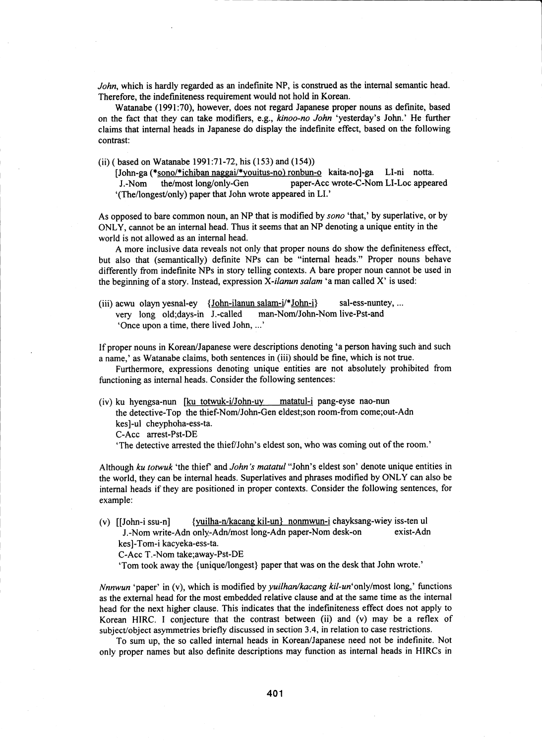*John*, which is hardly regarded as an indefinite NP, is construed as the internal semantic head. Therefore, the indefiniteness requirement would not hold in Korean.

Watanabe (1991:70), however, does not regard Japanese proper nouns as definite, based on the fact that they can take modifiers, e.g., *kinoo-no John* 'yesterday's John.' He further claims that internal heads in Japanese do display the indefinite effect, based on the following contrast:

(ii) ( based on Watanabe 1991:71-72, his (153) and (154))
    [John-ga (*sono/*ichiban naggai/*youitus-no) ronbun-o kaita-no]-ga LI-ni notta.
    J.-Nom the/most long/only-Gen paper-Acc wrote-C-Nom LI-Loc appeared
    '(The/longest/only) paper that John wrote appeared in LI.'

As opposed to bare common noun, an NP that is modified by *sono* 'that,' by superlative, or by ONLY, cannot be an internal head. Thus it seems that an NP denoting a unique entity in the world is not allowed as an internal head.

A more inclusive data reveals not only that proper nouns do show the definiteness effect, but also that (semantically) definite NPs can be "internal heads." Proper nouns behave differently from indefinite NPs in story telling contexts. A bare proper noun cannot be used in the beginning of a story. Instead, expression X-*ilanun salam* 'a man called X' is used:

(iii) acwu olayn yesnal-ey {John-ilanun salam-i/*John-i} sal-ess-nuntey, ...
    very long old;days-in J.-called man-Nom/John-Nom live-Pst-and
    'Once upon a time, there lived John, ...'

If proper nouns in Korean/Japanese were descriptions denoting 'a person having such and such a name,' as Watanabe claims, both sentences in (iii) should be fine, which is not true.

Furthermore, expressions denoting unique entities are not absolutely prohibited from functioning as internal heads. Consider the following sentences:

(iv) ku hyengsa-nun [ku totwuk-i/John-uy matatul-i pang-eyse nao-nun
    the detective-Top the thief-Nom/John-Gen eldest;son room-from come;out-Adn
    kes]-ul cheyphoha-ess-ta.
    C-Acc arrest-Pst-DE
    'The detective arrested the thief/John's eldest son, who was coming out of the room.'

Although *ku totwuk* 'the thief' and *John's matatul* "John's eldest son' denote unique entities in the world, they can be internal heads. Superlatives and phrases modified by ONLY can also be internal heads if they are positioned in proper contexts. Consider the following sentences, for example:

(v) [[John-i ssu-n] {yuilha-n/kacang kil-un} nonmwun-i chayksang-wiey iss-ten ul
    J.-Nom write-Adn only-Adn/most long-Adn paper-Nom desk-on exist-Adn
    kes]-Tom-i kacyeka-ess-ta.
    C-Acc T.-Nom take;away-Pst-DE
    'Tom took away the {unique/longest} paper that was on the desk that John wrote.'

*Nnnwun* 'paper' in (v), which is modified by *yuilhan/kacang kil-un*'only/most long,' functions as the external head for the most embedded relative clause and at the same time as the internal head for the next higher clause. This indicates that the indefiniteness effect does not apply to Korean HIRC. I conjecture that the contrast between (ii) and (v) may be a reflex of subject/object asymmetries briefly discussed in section 3.4, in relation to case restrictions.

To sum up, the so called internal heads in Korean/Japanese need not be indefinite. Not only proper names but also definite descriptions may function as internal heads in HIRCs in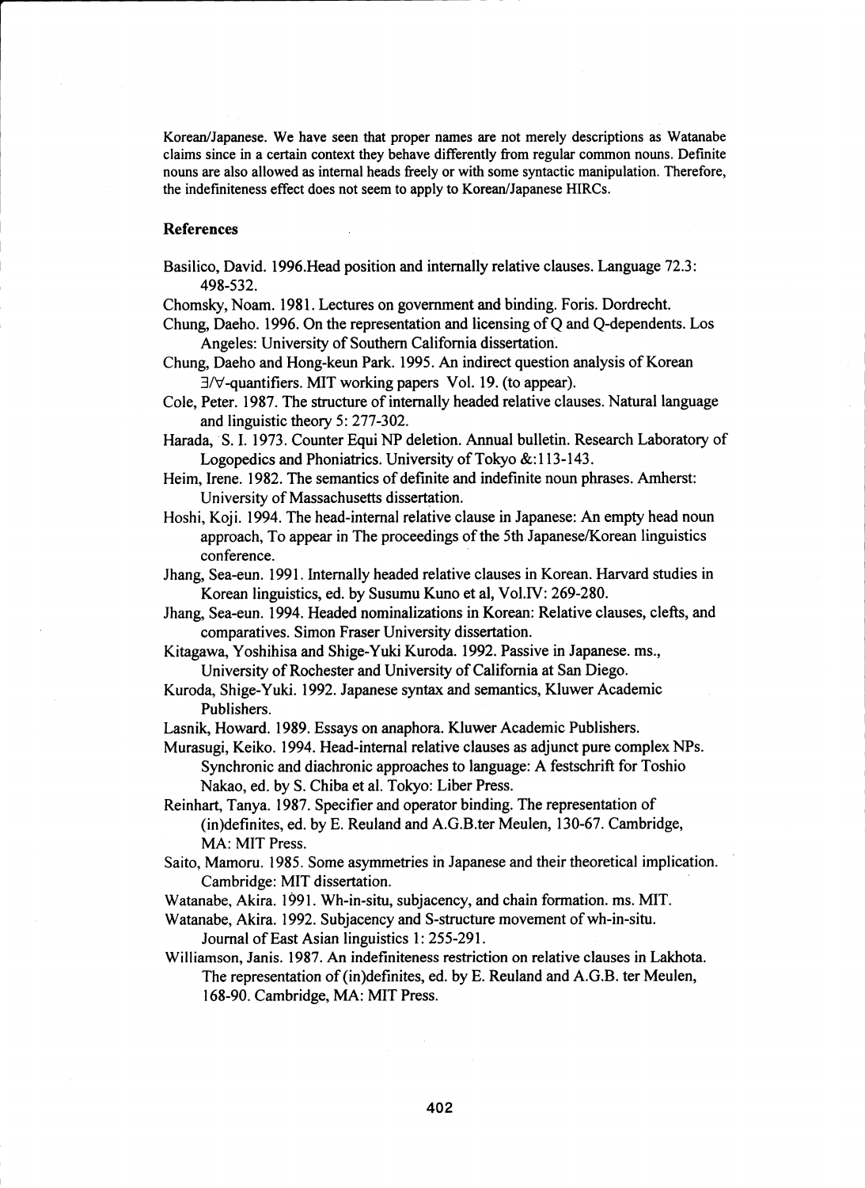Korean/Japanese. We have seen that proper names are not merely descriptions as Watanabe claims since in a certain context they behave differently from regular common nouns. Definite nouns are also allowed as internal heads freely or with some syntactic manipulation. Therefore, the indefiniteness effect does not seem to apply to Korean/Japanese HIRCs.

## References

Basilico, David. 1996.Head position and internally relative clauses. Language 72.3: 498-532.

Chomsky, Noam. 1981. Lectures on government and binding. Foris. Dordrecht.

Chung, Daeho. 1996. On the representation and licensing of Q and Q-dependents. Los Angeles: University of Southern California dissertation.

Chung, Daeho and Hong-keun Park. 1995. An indirect question analysis of Korean ∃/∀-quantifiers. MIT working papers Vol. 19. (to appear).

Cole, Peter. 1987. The structure of internally headed relative clauses. Natural language and linguistic theory 5: 277-302.

Harada, S. I. 1973. Counter Equi NP deletion. Annual bulletin. Research Laboratory of Logopedics and Phoniatrics. University of Tokyo &:113-143.

Heim, Irene. 1982. The semantics of definite and indefinite noun phrases. Amherst: University of Massachusetts dissertation.

Hoshi, Koji. 1994. The head-internal relative clause in Japanese: An empty head noun approach, To appear in The proceedings of the 5th Japanese/Korean linguistics conference.

Jhang, Sea-eun. 1991. Internally headed relative clauses in Korean. Harvard studies in Korean linguistics, ed. by Susumu Kuno et al, Vol.IV: 269-280.

Jhang, Sea-eun. 1994. Headed nominalizations in Korean: Relative clauses, clefts, and comparatives. Simon Fraser University dissertation.

Kitagawa, Yoshihisa and Shige-Yuki Kuroda. 1992. Passive in Japanese. ms., University of Rochester and University of California at San Diego.

Kuroda, Shige-Yuki. 1992. Japanese syntax and semantics, Kluwer Academic Publishers.

Lasnik, Howard. 1989. Essays on anaphora. Kluwer Academic Publishers.

Murasugi, Keiko. 1994. Head-internal relative clauses as adjunct pure complex NPs. Synchronic and diachronic approaches to language: A festschrift for Toshio Nakao, ed. by S. Chiba et al. Tokyo: Liber Press.

Reinhart, Tanya. 1987. Specifier and operator binding. The representation of (in)definites, ed. by E. Reuland and A.G.B.ter Meulen, 130-67. Cambridge, MA: MIT Press.

Saito, Mamoru. 1985. Some asymmetries in Japanese and their theoretical implication. Cambridge: MIT dissertation.

Watanabe, Akira. 1991. Wh-in-situ, subjacency, and chain formation. ms. MIT.

Watanabe, Akira. 1992. Subjacency and S-structure movement of wh-in-situ. Journal of East Asian linguistics 1: 255-291.

Williamson, Janis. 1987. An indefiniteness restriction on relative clauses in Lakhota. The representation of (in)definites, ed. by E. Reuland and A.G.B. ter Meulen, 168-90. Cambridge, MA: MIT Press.